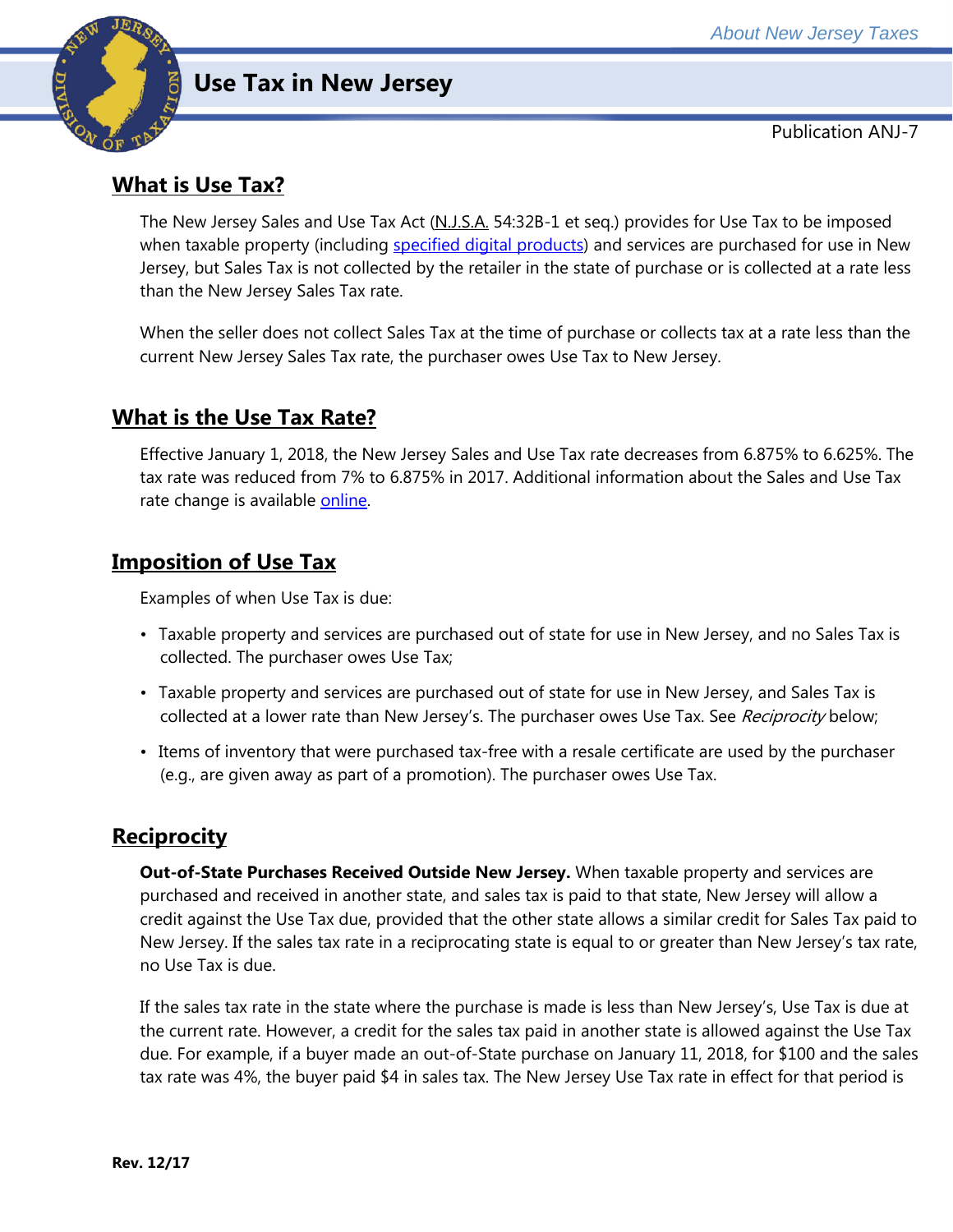# Use Tax in New Jersey

Publication ANJ-7

## What is Use Tax?

The New Jersey Sales and Use Tax Act (N.J.S.A. 54:32B-1 et seq.) provides for Use Tax to be imposed when taxable property (including specified digital products) and services are purchased for use in New Jersey, but Sales Tax is not collected by the retailer in the state of purchase or is collected at a rate less than the New Jersey Sales Tax rate.

When the seller does not collect Sales Tax at the time of purchase or collects tax at a rate less than the current New Jersey Sales Tax rate, the purchaser owes Use Tax to New Jersey.

## What is the Use Tax Rate?

Effective January 1, 2018, the New Jersey Sales and Use Tax rate decreases from 6.875% to 6.625%. The tax rate was reduced from 7% to 6.875% in 2017. Additional information about the Sales and Use Tax rate change is available online.

## Imposition of Use Tax

Examples of when Use Tax is due:

- Taxable property and services are purchased out of state for use in New Jersey, and no Sales Tax is collected. The purchaser owes Use Tax;
- Taxable property and services are purchased out of state for use in New Jersey, and Sales Tax is collected at a lower rate than New Jersey's. The purchaser owes Use Tax. See *Reciprocity* below;
- Items of inventory that were purchased tax-free with a resale certificate are used by the purchaser (e.g., are given away as part of a promotion). The purchaser owes Use Tax.

## Reciprocity

**Out-of-State Purchases Received Outside New Jersey.** When taxable property and services are purchased and received in another state, and sales tax is paid to that state, New Jersey will allow a credit against the Use Tax due, provided that the other state allows a similar credit for Sales Tax paid to New Jersey. If the sales tax rate in a reciprocating state is equal to or greater than New Jersey's tax rate, no Use Tax is due.

If the sales tax rate in the state where the purchase is made is less than New Jersey's, Use Tax is due at the current rate. However, a credit for the sales tax paid in another state is allowed against the Use Tax due. For example, if a buyer made an out-of-State purchase on January 11, 2018, for $100 and the sales tax rate was 4%, the buyer paid $4 in sales tax. The New Jersey Use Tax rate in effect for that period is

**Rev. 12/17**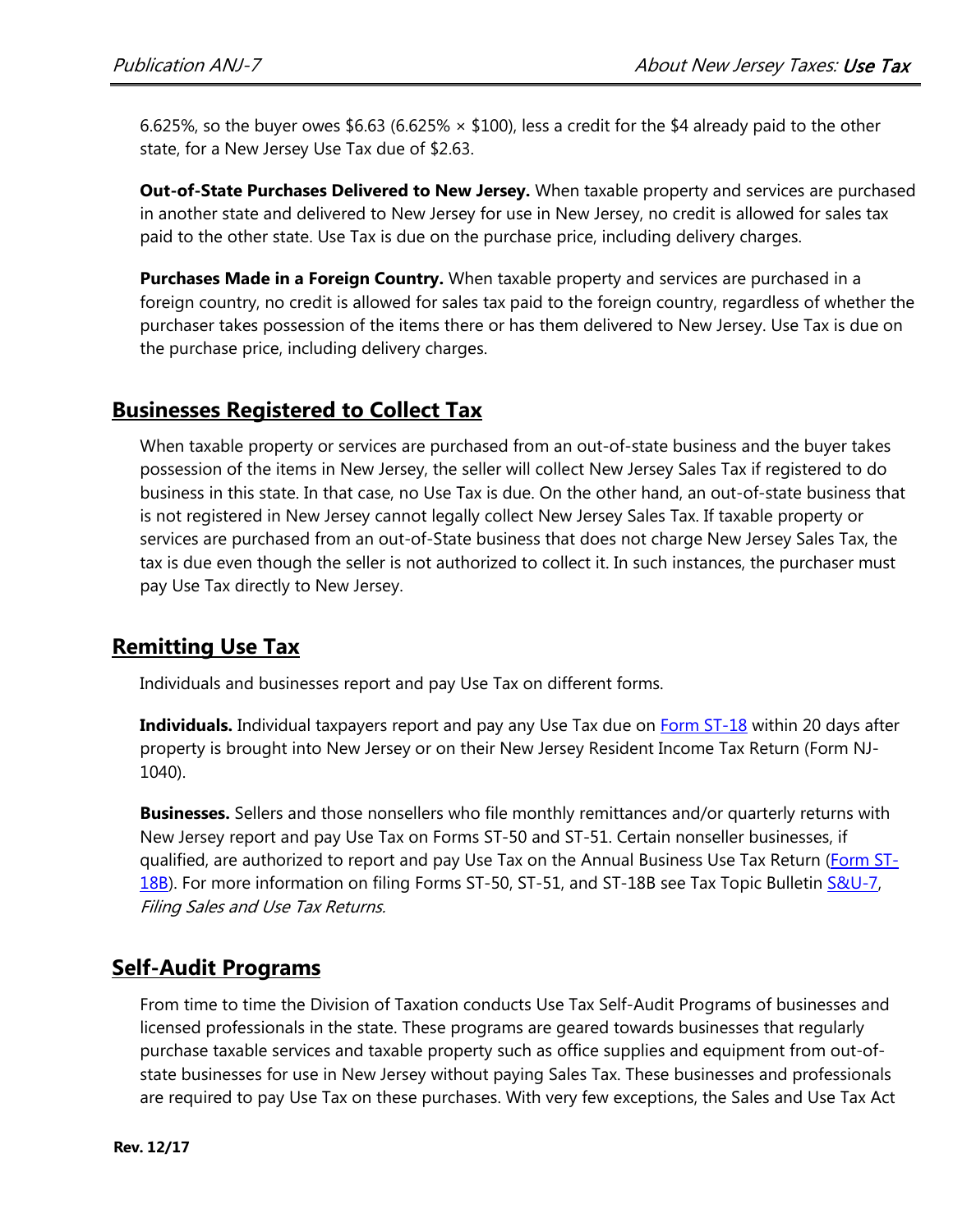6.625%, so the buyer owes $6.63 (6.625% × $100), less a credit for the $4 already paid to the other state, for a New Jersey Use Tax due of $2.63.

**Out-of-State Purchases Delivered to New Jersey.** When taxable property and services are purchased in another state and delivered to New Jersey for use in New Jersey, no credit is allowed for sales tax paid to the other state. Use Tax is due on the purchase price, including delivery charges.

**Purchases Made in a Foreign Country.** When taxable property and services are purchased in a foreign country, no credit is allowed for sales tax paid to the foreign country, regardless of whether the purchaser takes possession of the items there or has them delivered to New Jersey. Use Tax is due on the purchase price, including delivery charges.

## Businesses Registered to Collect Tax

When taxable property or services are purchased from an out-of-state business and the buyer takes possession of the items in New Jersey, the seller will collect New Jersey Sales Tax if registered to do business in this state. In that case, no Use Tax is due. On the other hand, an out-of-state business that is not registered in New Jersey cannot legally collect New Jersey Sales Tax. If taxable property or services are purchased from an out-of-State business that does not charge New Jersey Sales Tax, the tax is due even though the seller is not authorized to collect it. In such instances, the purchaser must pay Use Tax directly to New Jersey.

## Remitting Use Tax

Individuals and businesses report and pay Use Tax on different forms.

**Individuals.** Individual taxpayers report and pay any Use Tax due on Form ST-18 within 20 days after property is brought into New Jersey or on their New Jersey Resident Income Tax Return (Form NJ-1040).

**Businesses.** Sellers and those nonsellers who file monthly remittances and/or quarterly returns with New Jersey report and pay Use Tax on Forms ST-50 and ST-51. Certain nonseller businesses, if qualified, are authorized to report and pay Use Tax on the Annual Business Use Tax Return (Form ST-18B). For more information on filing Forms ST-50, ST-51, and ST-18B see Tax Topic Bulletin S&U-7, *Filing Sales and Use Tax Returns.*

## Self-Audit Programs

From time to time the Division of Taxation conducts Use Tax Self-Audit Programs of businesses and licensed professionals in the state. These programs are geared towards businesses that regularly purchase taxable services and taxable property such as office supplies and equipment from out-of-state businesses for use in New Jersey without paying Sales Tax. These businesses and professionals are required to pay Use Tax on these purchases. With very few exceptions, the Sales and Use Tax Act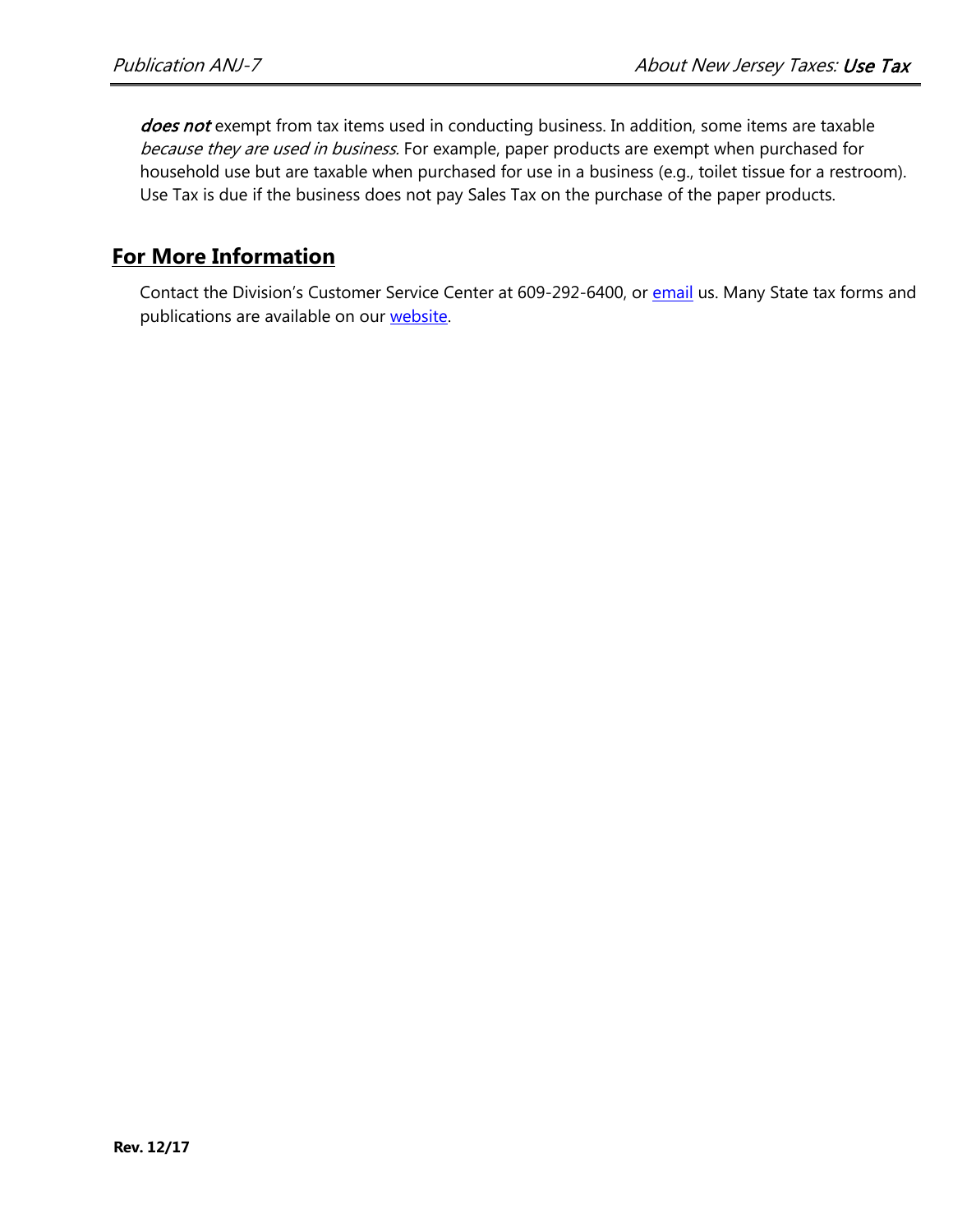***does not*** exempt from tax items used in conducting business. In addition, some items are taxable *because they are used in business.* For example, paper products are exempt when purchased for household use but are taxable when purchased for use in a business (e.g., toilet tissue for a restroom). Use Tax is due if the business does not pay Sales Tax on the purchase of the paper products.

## For More Information

Contact the Division's Customer Service Center at 609-292-6400, or email us. Many State tax forms and publications are available on our website.

**Rev. 12/17**